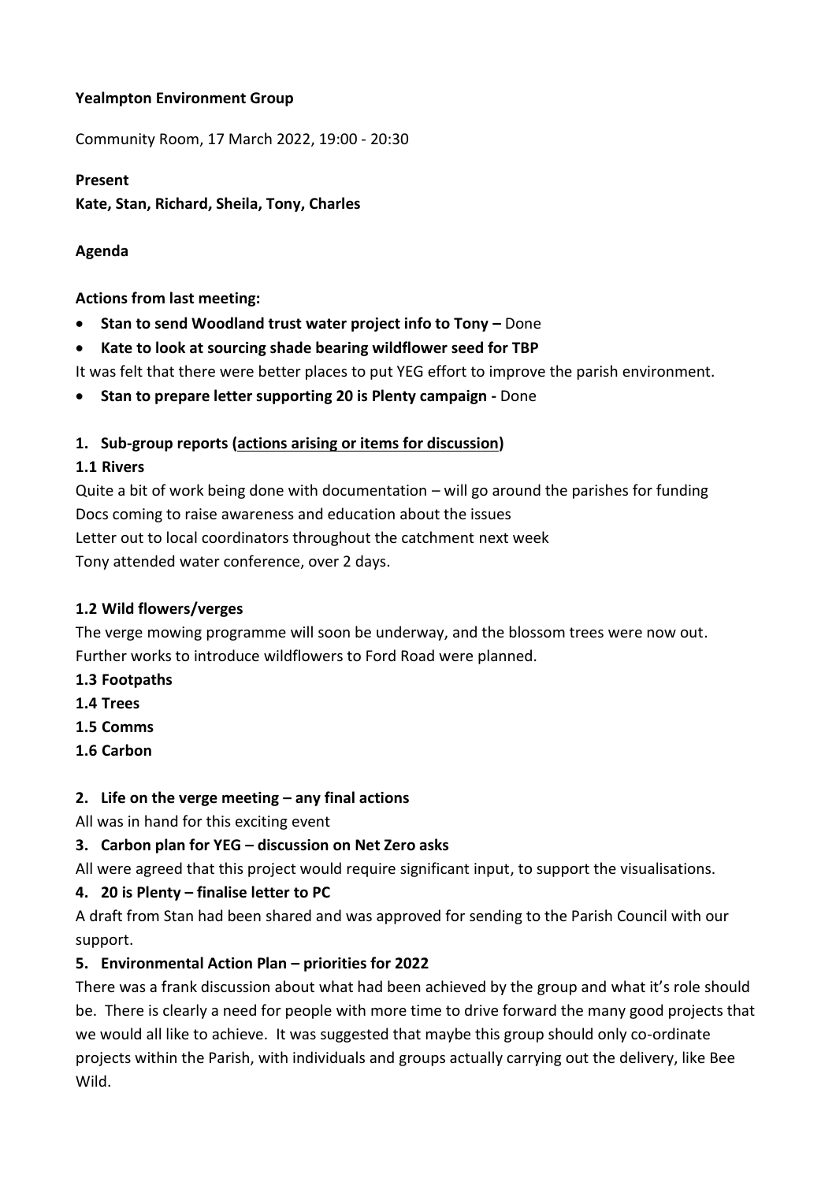**Yealmpton Environment Group**

Community Room, 17 March 2022, 19:00 - 20:30

**Present**

**Kate, Stan, Richard, Sheila, Tony, Charles**

**Agenda**

**Actions from last meeting:**

- **Stan to send Woodland trust water project info to Tony –** Done
- **Kate to look at sourcing shade bearing wildflower seed for TBP**

It was felt that there were better places to put YEG effort to improve the parish environment.

- **Stan to prepare letter supporting 20 is Plenty campaign -** Done

**1. Sub-group reports (actions arising or items for discussion)**

**1.1 Rivers**

Quite a bit of work being done with documentation – will go around the parishes for funding
Docs coming to raise awareness and education about the issues
Letter out to local coordinators throughout the catchment next week
Tony attended water conference, over 2 days.

**1.2 Wild flowers/verges**

The verge mowing programme will soon be underway, and the blossom trees were now out. Further works to introduce wildflowers to Ford Road were planned.

**1.3 Footpaths**

**1.4 Trees**

**1.5 Comms**

**1.6 Carbon**

**2. Life on the verge meeting – any final actions**

All was in hand for this exciting event

**3. Carbon plan for YEG – discussion on Net Zero asks**

All were agreed that this project would require significant input, to support the visualisations.

**4. 20 is Plenty – finalise letter to PC**

A draft from Stan had been shared and was approved for sending to the Parish Council with our support.

**5. Environmental Action Plan – priorities for 2022**

There was a frank discussion about what had been achieved by the group and what it's role should be. There is clearly a need for people with more time to drive forward the many good projects that we would all like to achieve. It was suggested that maybe this group should only co-ordinate projects within the Parish, with individuals and groups actually carrying out the delivery, like Bee Wild.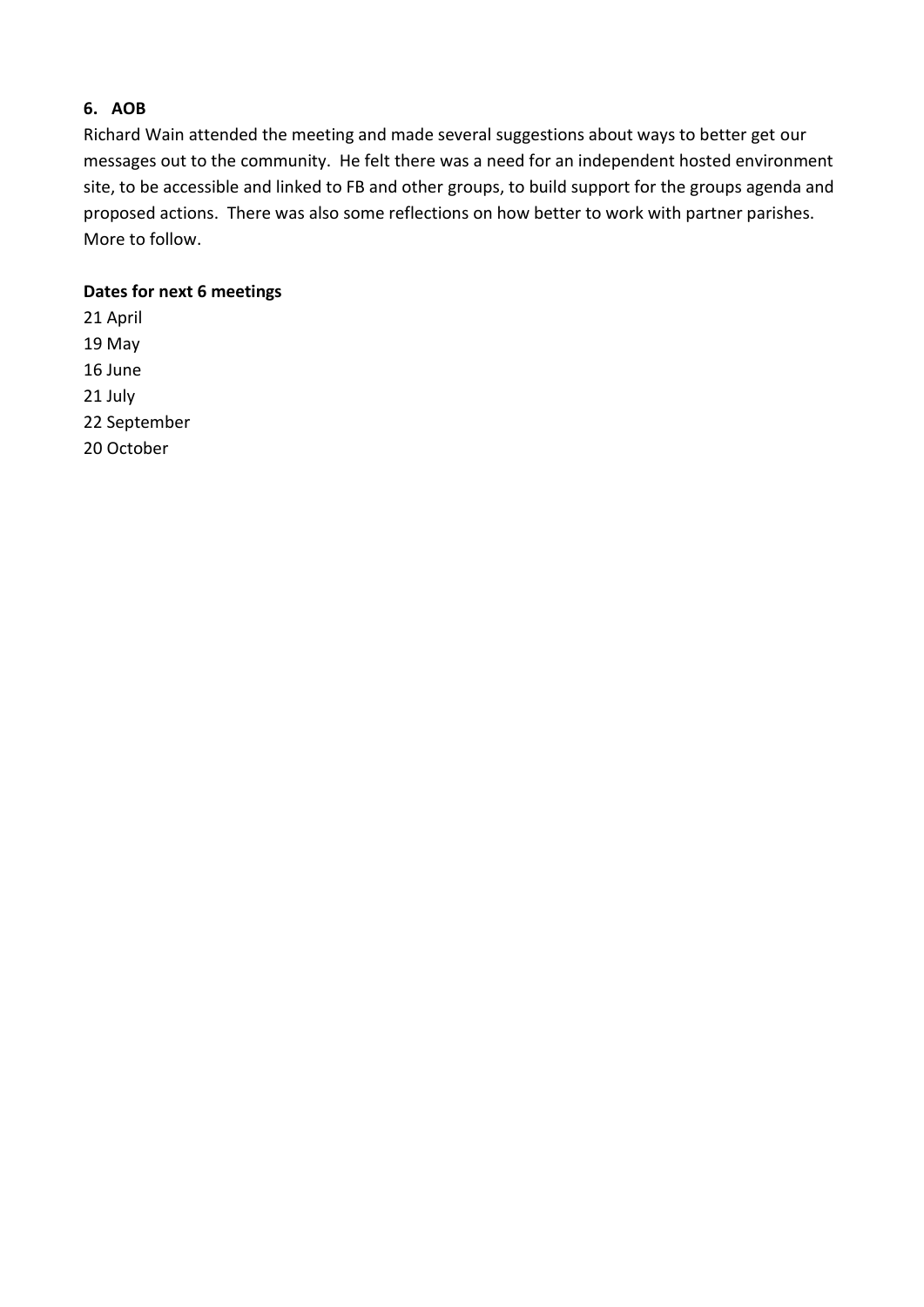### 6. AOB

Richard Wain attended the meeting and made several suggestions about ways to better get our messages out to the community. He felt there was a need for an independent hosted environment site, to be accessible and linked to FB and other groups, to build support for the groups agenda and proposed actions. There was also some reflections on how better to work with partner parishes. More to follow.

**Dates for next 6 meetings**

21 April
19 May
16 June
21 July
22 September
20 October